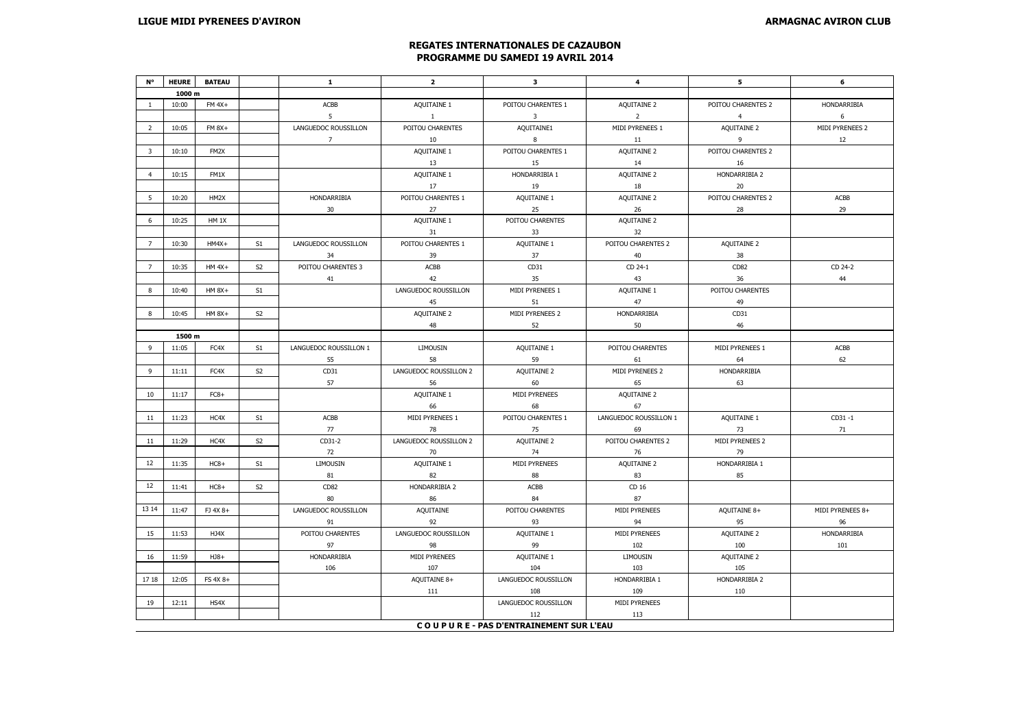**LIGUE MIDI PYRENEES D'AVIRON** **ARMAGNAC AVIRON CLUB**

## REGATES INTERNATIONALES DE CAZAUBON
## PROGRAMME DU SAMEDI 19 AVRIL 2014

| N° | HEURE | BATEAU | | 1 | 2 | 3 | 4 | 5 | 6 |
|---|---|---|---|---|---|---|---|---|---|
| | 1000 m | | | | | | | | |
| 1 | 10:00 | FM 4X+ | | ACBB | AQUITAINE 1 | POITOU CHARENTES 1 | AQUITAINE 2 | POITOU CHARENTES 2 | HONDARRIBIA |
| | | | | 5 | 1 | 3 | 2 | 4 | 6 |
| 2 | 10:05 | FM 8X+ | | LANGUEDOC ROUSSILLON | POITOU CHARENTES | AQUITAINE1 | MIDI PYRENEES 1 | AQUITAINE 2 | MIDI PYRENEES 2 |
| | | | | 7 | 10 | 8 | 11 | 9 | 12 |
| 3 | 10:10 | FM2X | | | AQUITAINE 1 | POITOU CHARENTES 1 | AQUITAINE 2 | POITOU CHARENTES 2 | |
| | | | | | 13 | 15 | 14 | 16 | |
| 4 | 10:15 | FM1X | | | AQUITAINE 1 | HONDARRIBIA 1 | AQUITAINE 2 | HONDARRIBIA 2 | |
| | | | | | 17 | 19 | 18 | 20 | |
| 5 | 10:20 | HM2X | | HONDARRIBIA | POITOU CHARENTES 1 | AQUITAINE 1 | AQUITAINE 2 | POITOU CHARENTES 2 | ACBB |
| | | | | 30 | 27 | 25 | 26 | 28 | 29 |
| 6 | 10:25 | HM 1X | | | AQUITAINE 1 | POITOU CHARENTES | AQUITAINE 2 | | |
| | | | | | 31 | 33 | 32 | | |
| 7 | 10:30 | HM4X+ | S1 | LANGUEDOC ROUSSILLON | POITOU CHARENTES 1 | AQUITAINE 1 | POITOU CHARENTES 2 | AQUITAINE 2 | |
| | | | | 34 | 39 | 37 | 40 | 38 | |
| 7 | 10:35 | HM 4X+ | S2 | POITOU CHARENTES 3 | ACBB | CD31 | CD 24-1 | CD82 | CD 24-2 |
| | | | | 41 | 42 | 35 | 43 | 36 | 44 |
| 8 | 10:40 | HM 8X+ | S1 | | LANGUEDOC ROUSSILLON | MIDI PYRENEES 1 | AQUITAINE 1 | POITOU CHARENTES | |
| | | | | | 45 | 51 | 47 | 49 | |
| 8 | 10:45 | HM 8X+ | S2 | | AQUITAINE 2 | MIDI PYRENEES 2 | HONDARRIBIA | CD31 | |
| | | | | | 48 | 52 | 50 | 46 | |
| | 1500 m | | | | | | | | |
| 9 | 11:05 | FC4X | S1 | LANGUEDOC ROUSSILLON 1 | LIMOUSIN | AQUITAINE 1 | POITOU CHARENTES | MIDI PYRENEES 1 | ACBB |
| | | | | 55 | 58 | 59 | 61 | 64 | 62 |
| 9 | 11:11 | FC4X | S2 | CD31 | LANGUEDOC ROUSSILLON 2 | AQUITAINE 2 | MIDI PYRENEES 2 | HONDARRIBIA | |
| | | | | 57 | 56 | 60 | 65 | 63 | |
| 10 | 11:17 | FC8+ | | | AQUITAINE 1 | MIDI PYRENEES | AQUITAINE 2 | | |
| | | | | | 66 | 68 | 67 | | |
| 11 | 11:23 | HC4X | S1 | ACBB | MIDI PYRENEES 1 | POITOU CHARENTES 1 | LANGUEDOC ROUSSILLON 1 | AQUITAINE 1 | CD31 -1 |
| | | | | 77 | 78 | 75 | 69 | 73 | 71 |
| 11 | 11:29 | HC4X | S2 | CD31-2 | LANGUEDOC ROUSSILLON 2 | AQUITAINE 2 | POITOU CHARENTES 2 | MIDI PYRENEES 2 | |
| | | | | 72 | 70 | 74 | 76 | 79 | |
| 12 | 11:35 | HC8+ | S1 | LIMOUSIN | AQUITAINE 1 | MIDI PYRENEES | AQUITAINE 2 | HONDARRIBIA 1 | |
| | | | | 81 | 82 | 88 | 83 | 85 | |
| 12 | 11:41 | HC8+ | S2 | CD82 | HONDARRIBIA 2 | ACBB | CD 16 | | |
| | | | | 80 | 86 | 84 | 87 | | |
| 13 14 | 11:47 | FJ 4X 8+ | | LANGUEDOC ROUSSILLON | AQUITAINE | POITOU CHARENTES | MIDI PYRENEES | AQUITAINE 8+ | MIDI PYRENEES 8+ |
| | | | | 91 | 92 | 93 | 94 | 95 | 96 |
| 15 | 11:53 | HJ4X | | POITOU CHARENTES | LANGUEDOC ROUSSILLON | AQUITAINE 1 | MIDI PYRENEES | AQUITAINE 2 | HONDARRIBIA |
| | | | | 97 | 98 | 99 | 102 | 100 | 101 |
| 16 | 11:59 | HJ8+ | | HONDARRIBIA | MIDI PYRENEES | AQUITAINE 1 | LIMOUSIN | AQUITAINE 2 | |
| | | | | 106 | 107 | 104 | 103 | 105 | |
| 17 18 | 12:05 | FS 4X 8+ | | | AQUITAINE 8+ | LANGUEDOC ROUSSILLON | HONDARRIBIA 1 | HONDARRIBIA 2 | |
| | | | | | 111 | 108 | 109 | 110 | |
| 19 | 12:11 | HS4X | | | | LANGUEDOC ROUSSILLON | MIDI PYRENEES | | |
| | | | | | | 112 | 113 | | |

**C O U P U R E - PAS D'ENTRAINEMENT SUR L'EAU**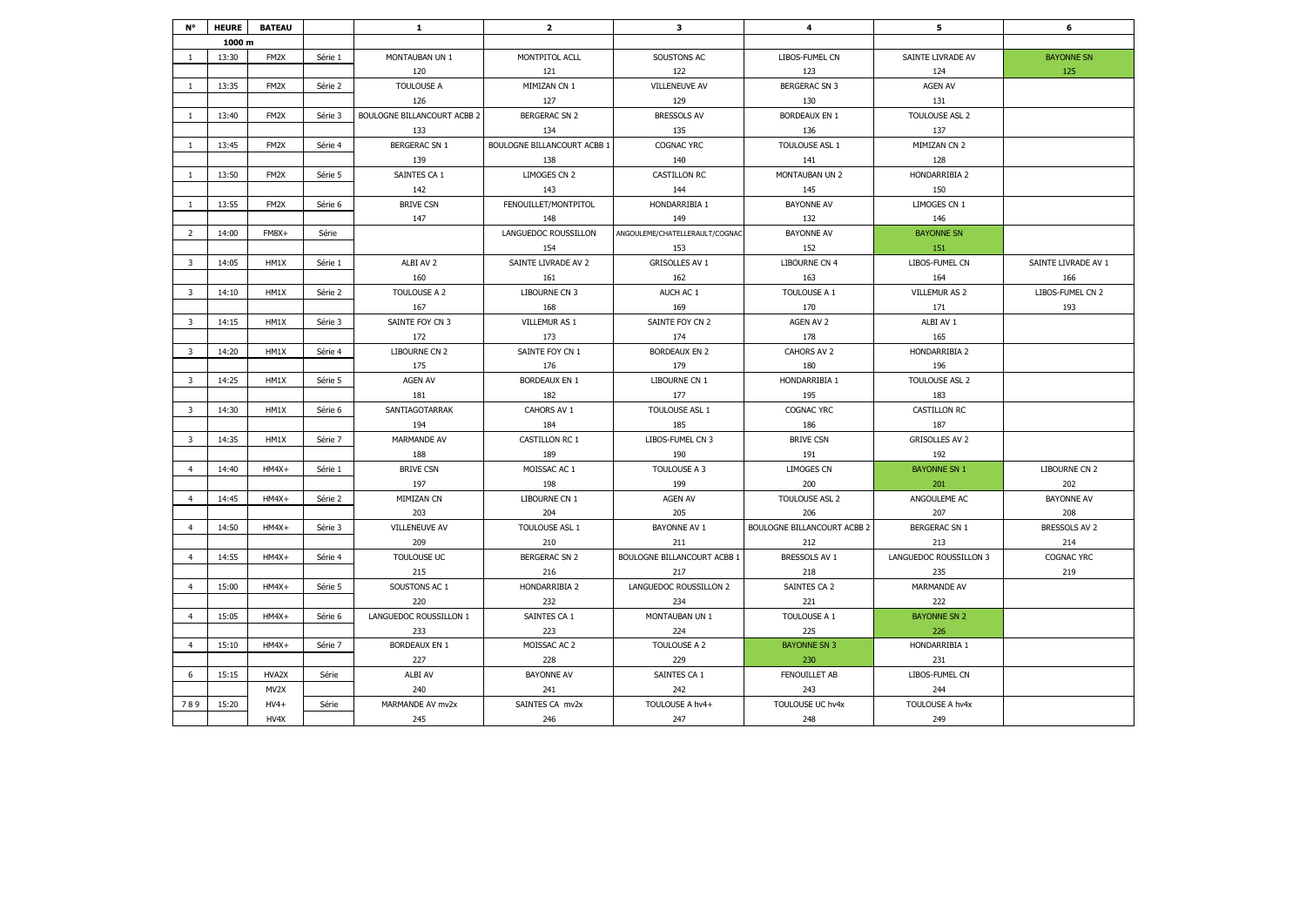| N° | HEURE | BATEAU | | 1 | 2 | 3 | 4 | 5 | 6 |
|---|---|---|---|---|---|---|---|---|---|
| | 1000 m | | | | | | | | |
| 1 | 13:30 | FM2X | Série 1 | MONTAUBAN UN 1 | MONTPITOL ACLL | SOUSTONS AC | LIBOS-FUMEL CN | SAINTE LIVRADE AV | BAYONNE SN |
| | | | | 120 | 121 | 122 | 123 | 124 | 125 |
| 1 | 13:35 | FM2X | Série 2 | TOULOUSE A | MIMIZAN CN 1 | VILLENEUVE AV | BERGERAC SN 3 | AGEN AV | |
| | | | | 126 | 127 | 129 | 130 | 131 | |
| 1 | 13:40 | FM2X | Série 3 | BOULOGNE BILLANCOURT ACBB 2 | BERGERAC SN 2 | BRESSOLS AV | BORDEAUX EN 1 | TOULOUSE ASL 2 | |
| | | | | 133 | 134 | 135 | 136 | 137 | |
| 1 | 13:45 | FM2X | Série 4 | BERGERAC SN 1 | BOULOGNE BILLANCOURT ACBB 1 | COGNAC YRC | TOULOUSE ASL 1 | MIMIZAN CN 2 | |
| | | | | 139 | 138 | 140 | 141 | 128 | |
| 1 | 13:50 | FM2X | Série 5 | SAINTES CA 1 | LIMOGES CN 2 | CASTILLON RC | MONTAUBAN UN 2 | HONDARRIBIA 2 | |
| | | | | 142 | 143 | 144 | 145 | 150 | |
| 1 | 13:55 | FM2X | Série 6 | BRIVE CSN | FENOUILLET/MONTPITOL | HONDARRIBIA 1 | BAYONNE AV | LIMOGES CN 1 | |
| | | | | 147 | 148 | 149 | 132 | 146 | |
| 2 | 14:00 | FM8X+ | Série | | LANGUEDOC ROUSSILLON | ANGOULEME/CHATELLERAULT/COGNAC | BAYONNE AV | BAYONNE SN | |
| | | | | | 154 | 153 | 152 | 151 | |
| 3 | 14:05 | HM1X | Série 1 | ALBI AV 2 | SAINTE LIVRADE AV 2 | GRISOLLES AV 1 | LIBOURNE CN 4 | LIBOS-FUMEL CN | SAINTE LIVRADE AV 1 |
| | | | | 160 | 161 | 162 | 163 | 164 | 166 |
| 3 | 14:10 | HM1X | Série 2 | TOULOUSE A 2 | LIBOURNE CN 3 | AUCH AC 1 | TOULOUSE A 1 | VILLEMUR AS 2 | LIBOS-FUMEL CN 2 |
| | | | | 167 | 168 | 169 | 170 | 171 | 193 |
| 3 | 14:15 | HM1X | Série 3 | SAINTE FOY CN 3 | VILLEMUR AS 1 | SAINTE FOY CN 2 | AGEN AV 2 | ALBI AV 1 | |
| | | | | 172 | 173 | 174 | 178 | 165 | |
| 3 | 14:20 | HM1X | Série 4 | LIBOURNE CN 2 | SAINTE FOY CN 1 | BORDEAUX EN 2 | CAHORS AV 2 | HONDARRIBIA 2 | |
| | | | | 175 | 176 | 179 | 180 | 196 | |
| 3 | 14:25 | HM1X | Série 5 | AGEN AV | BORDEAUX EN 1 | LIBOURNE CN 1 | HONDARRIBIA 1 | TOULOUSE ASL 2 | |
| | | | | 181 | 182 | 177 | 195 | 183 | |
| 3 | 14:30 | HM1X | Série 6 | SANTIAGOTARRAK | CAHORS AV 1 | TOULOUSE ASL 1 | COGNAC YRC | CASTILLON RC | |
| | | | | 194 | 184 | 185 | 186 | 187 | |
| 3 | 14:35 | HM1X | Série 7 | MARMANDE AV | CASTILLON RC 1 | LIBOS-FUMEL CN 3 | BRIVE CSN | GRISOLLES AV 2 | |
| | | | | 188 | 189 | 190 | 191 | 192 | |
| 4 | 14:40 | HM4X+ | Série 1 | BRIVE CSN | MOISSAC AC 1 | TOULOUSE A 3 | LIMOGES CN | BAYONNE SN 1 | LIBOURNE CN 2 |
| | | | | 197 | 198 | 199 | 200 | 201 | 202 |
| 4 | 14:45 | HM4X+ | Série 2 | MIMIZAN CN | LIBOURNE CN 1 | AGEN AV | TOULOUSE ASL 2 | ANGOULEME AC | BAYONNE AV |
| | | | | 203 | 204 | 205 | 206 | 207 | 208 |
| 4 | 14:50 | HM4X+ | Série 3 | VILLENEUVE AV | TOULOUSE ASL 1 | BAYONNE AV 1 | BOULOGNE BILLANCOURT ACBB 2 | BERGERAC SN 1 | BRESSOLS AV 2 |
| | | | | 209 | 210 | 211 | 212 | 213 | 214 |
| 4 | 14:55 | HM4X+ | Série 4 | TOULOUSE UC | BERGERAC SN 2 | BOULOGNE BILLANCOURT ACBB 1 | BRESSOLS AV 1 | LANGUEDOC ROUSSILLON 3 | COGNAC YRC |
| | | | | 215 | 216 | 217 | 218 | 235 | 219 |
| 4 | 15:00 | HM4X+ | Série 5 | SOUSTONS AC 1 | HONDARRIBIA 2 | LANGUEDOC ROUSSILLON 2 | SAINTES CA 2 | MARMANDE AV | |
| | | | | 220 | 232 | 234 | 221 | 222 | |
| 4 | 15:05 | HM4X+ | Série 6 | LANGUEDOC ROUSSILLON 1 | SAINTES CA 1 | MONTAUBAN UN 1 | TOULOUSE A 1 | BAYONNE SN 2 | |
| | | | | 233 | 223 | 224 | 225 | 226 | |
| 4 | 15:10 | HM4X+ | Série 7 | BORDEAUX EN 1 | MOISSAC AC 2 | TOULOUSE A 2 | BAYONNE SN 3 | HONDARRIBIA 1 | |
| | | | | 227 | 228 | 229 | 230 | 231 | |
| 6 | 15:15 | HVA2X | Série | ALBI AV | BAYONNE AV | SAINTES CA 1 | FENOUILLET AB | LIBOS-FUMEL CN | |
| | | MV2X | | 240 | 241 | 242 | 243 | 244 | |
| 7 8 9 | 15:20 | HV4+ | Série | MARMANDE AV mv2x | SAINTES CA mv2x | TOULOUSE A hv4+ | TOULOUSE UC hv4x | TOULOUSE A hv4x | |
| | | HV4X | | 245 | 246 | 247 | 248 | 249 | |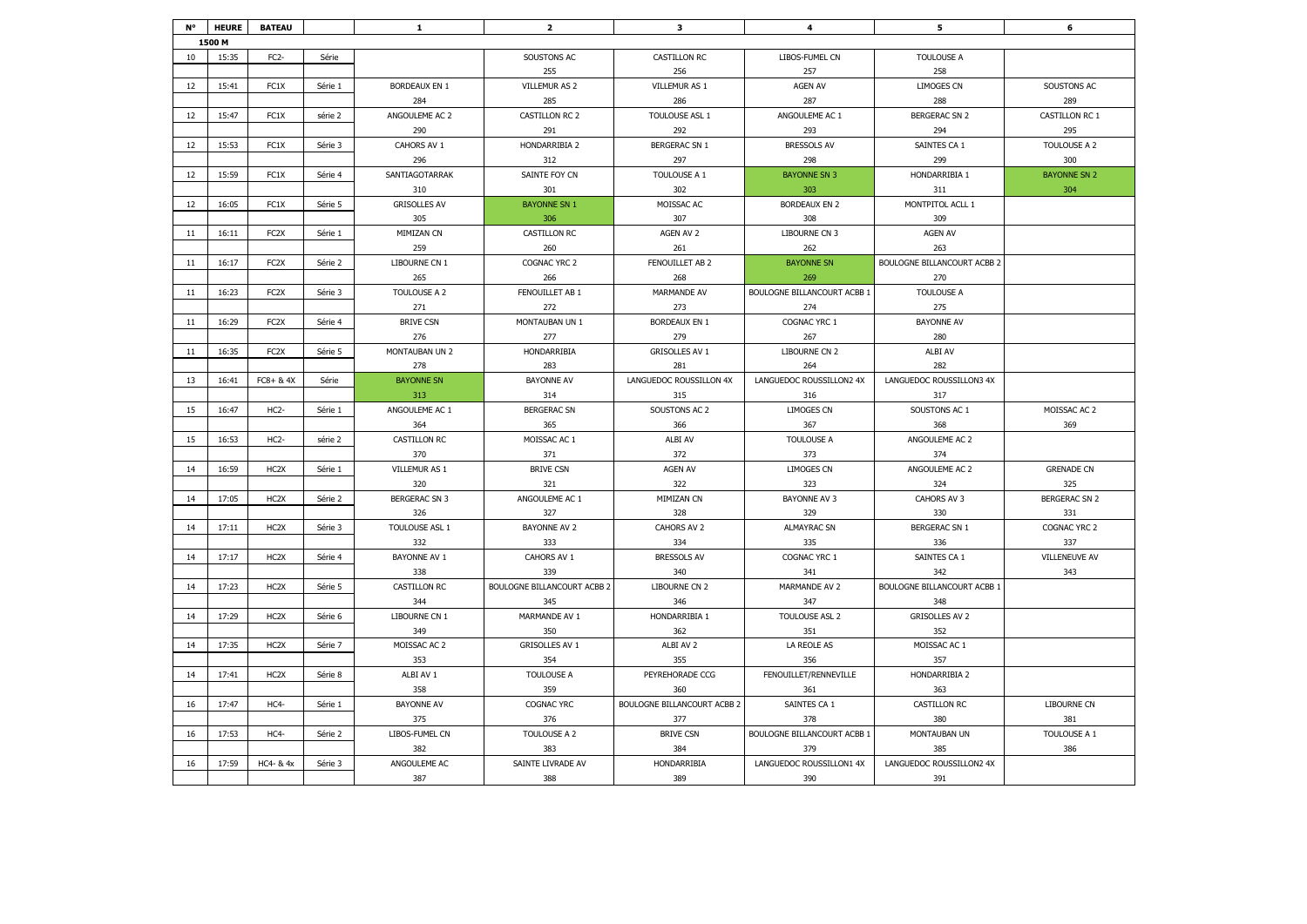| N° | HEURE | BATEAU | | 1 | 2 | 3 | 4 | 5 | 6 |
|---|---|---|---|---|---|---|---|---|---|
| | 1500 M | | | | | | | | |
| 10 | 15:35 | FC2- | Série | | SOUSTONS AC | CASTILLON RC | LIBOS-FUMEL CN | TOULOUSE A | |
| | | | | | 255 | 256 | 257 | 258 | |
| 12 | 15:41 | FC1X | Série 1 | BORDEAUX EN 1 | VILLEMUR AS 2 | VILLEMUR AS 1 | AGEN AV | LIMOGES CN | SOUSTONS AC |
| | | | | 284 | 285 | 286 | 287 | 288 | 289 |
| 12 | 15:47 | FC1X | série 2 | ANGOULEME AC 2 | CASTILLON RC 2 | TOULOUSE ASL 1 | ANGOULEME AC 1 | BERGERAC SN 2 | CASTILLON RC 1 |
| | | | | 290 | 291 | 292 | 293 | 294 | 295 |
| 12 | 15:53 | FC1X | Série 3 | CAHORS AV 1 | HONDARRIBIA 2 | BERGERAC SN 1 | BRESSOLS AV | SAINTES CA 1 | TOULOUSE A 2 |
| | | | | 296 | 312 | 297 | 298 | 299 | 300 |
| 12 | 15:59 | FC1X | Série 4 | SANTIAGOTARRAK | SAINTE FOY CN | TOULOUSE A 1 | BAYONNE SN 3 | HONDARRIBIA 1 | BAYONNE SN 2 |
| | | | | 310 | 301 | 302 | 303 | 311 | 304 |
| 12 | 16:05 | FC1X | Série 5 | GRISOLLES AV | BAYONNE SN 1 | MOISSAC AC | BORDEAUX EN 2 | MONTPITOL ACLL 1 | |
| | | | | 305 | 306 | 307 | 308 | 309 | |
| 11 | 16:11 | FC2X | Série 1 | MIMIZAN CN | CASTILLON RC | AGEN AV 2 | LIBOURNE CN 3 | AGEN AV | |
| | | | | 259 | 260 | 261 | 262 | 263 | |
| 11 | 16:17 | FC2X | Série 2 | LIBOURNE CN 1 | COGNAC YRC 2 | FENOUILLET AB 2 | BAYONNE SN | BOULOGNE BILLANCOURT ACBB 2 | |
| | | | | 265 | 266 | 268 | 269 | 270 | |
| 11 | 16:23 | FC2X | Série 3 | TOULOUSE A 2 | FENOUILLET AB 1 | MARMANDE AV | BOULOGNE BILLANCOURT ACBB 1 | TOULOUSE A | |
| | | | | 271 | 272 | 273 | 274 | 275 | |
| 11 | 16:29 | FC2X | Série 4 | BRIVE CSN | MONTAUBAN UN 1 | BORDEAUX EN 1 | COGNAC YRC 1 | BAYONNE AV | |
| | | | | 276 | 277 | 279 | 267 | 280 | |
| 11 | 16:35 | FC2X | Série 5 | MONTAUBAN UN 2 | HONDARRIBIA | GRISOLLES AV 1 | LIBOURNE CN 2 | ALBI AV | |
| | | | | 278 | 283 | 281 | 264 | 282 | |
| 13 | 16:41 | FC8+ & 4X | Série | BAYONNE SN | BAYONNE AV | LANGUEDOC ROUSSILLON 4X | LANGUEDOC ROUSSILLON2 4X | LANGUEDOC ROUSSILLON3 4X | |
| | | | | 313 | 314 | 315 | 316 | 317 | |
| 15 | 16:47 | HC2- | Série 1 | ANGOULEME AC 1 | BERGERAC SN | SOUSTONS AC 2 | LIMOGES CN | SOUSTONS AC 1 | MOISSAC AC 2 |
| | | | | 364 | 365 | 366 | 367 | 368 | 369 |
| 15 | 16:53 | HC2- | série 2 | CASTILLON RC | MOISSAC AC 1 | ALBI AV | TOULOUSE A | ANGOULEME AC 2 | |
| | | | | 370 | 371 | 372 | 373 | 374 | |
| 14 | 16:59 | HC2X | Série 1 | VILLEMUR AS 1 | BRIVE CSN | AGEN AV | LIMOGES CN | ANGOULEME AC 2 | GRENADE CN |
| | | | | 320 | 321 | 322 | 323 | 324 | 325 |
| 14 | 17:05 | HC2X | Série 2 | BERGERAC SN 3 | ANGOULEME AC 1 | MIMIZAN CN | BAYONNE AV 3 | CAHORS AV 3 | BERGERAC SN 2 |
| | | | | 326 | 327 | 328 | 329 | 330 | 331 |
| 14 | 17:11 | HC2X | Série 3 | TOULOUSE ASL 1 | BAYONNE AV 2 | CAHORS AV 2 | ALMAYRAC SN | BERGERAC SN 1 | COGNAC YRC 2 |
| | | | | 332 | 333 | 334 | 335 | 336 | 337 |
| 14 | 17:17 | HC2X | Série 4 | BAYONNE AV 1 | CAHORS AV 1 | BRESSOLS AV | COGNAC YRC 1 | SAINTES CA 1 | VILLENEUVE AV |
| | | | | 338 | 339 | 340 | 341 | 342 | 343 |
| 14 | 17:23 | HC2X | Série 5 | CASTILLON RC | BOULOGNE BILLANCOURT ACBB 2 | LIBOURNE CN 2 | MARMANDE AV 2 | BOULOGNE BILLANCOURT ACBB 1 | |
| | | | | 344 | 345 | 346 | 347 | 348 | |
| 14 | 17:29 | HC2X | Série 6 | LIBOURNE CN 1 | MARMANDE AV 1 | HONDARRIBIA 1 | TOULOUSE ASL 2 | GRISOLLES AV 2 | |
| | | | | 349 | 350 | 362 | 351 | 352 | |
| 14 | 17:35 | HC2X | Série 7 | MOISSAC AC 2 | GRISOLLES AV 1 | ALBI AV 2 | LA REOLE AS | MOISSAC AC 1 | |
| | | | | 353 | 354 | 355 | 356 | 357 | |
| 14 | 17:41 | HC2X | Série 8 | ALBI AV 1 | TOULOUSE A | PEYREHORADE CCG | FENOUILLET/RENNEVILLE | HONDARRIBIA 2 | |
| | | | | 358 | 359 | 360 | 361 | 363 | |
| 16 | 17:47 | HC4- | Série 1 | BAYONNE AV | COGNAC YRC | BOULOGNE BILLANCOURT ACBB 2 | SAINTES CA 1 | CASTILLON RC | LIBOURNE CN |
| | | | | 375 | 376 | 377 | 378 | 380 | 381 |
| 16 | 17:53 | HC4- | Série 2 | LIBOS-FUMEL CN | TOULOUSE A 2 | BRIVE CSN | BOULOGNE BILLANCOURT ACBB 1 | MONTAUBAN UN | TOULOUSE A 1 |
| | | | | 382 | 383 | 384 | 379 | 385 | 386 |
| 16 | 17:59 | HC4- & 4x | Série 3 | ANGOULEME AC | SAINTE LIVRADE AV | HONDARRIBIA | LANGUEDOC ROUSSILLON1 4X | LANGUEDOC ROUSSILLON2 4X | |
| | | | | 387 | 388 | 389 | 390 | 391 | |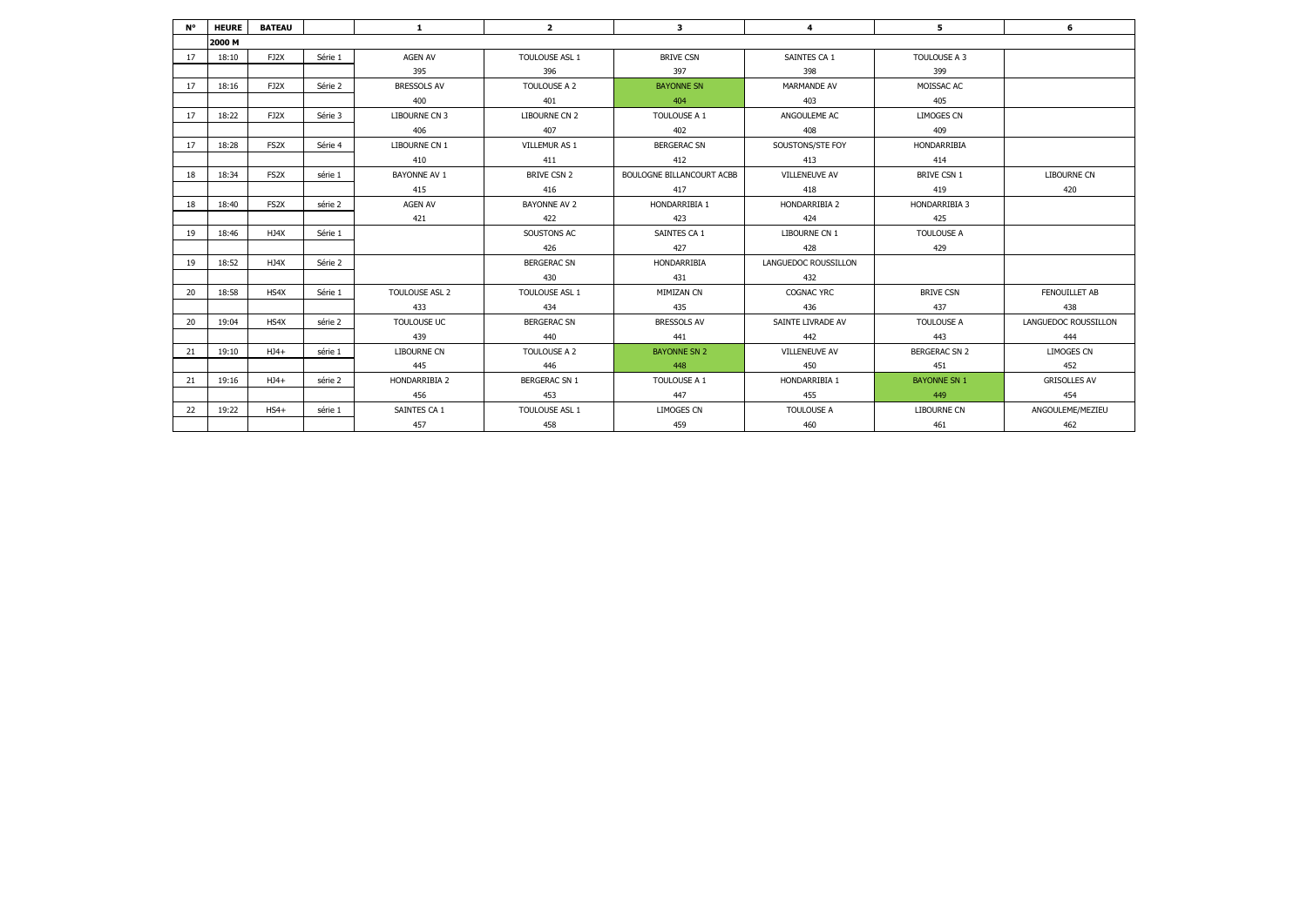| N° | HEURE | BATEAU | | 1 | 2 | 3 | 4 | 5 | 6 |
|---|---|---|---|---|---|---|---|---|---|
| | 2000 M | | | | | | | | |
| 17 | 18:10 | FJ2X | Série 1 | AGEN AV | TOULOUSE ASL 1 | BRIVE CSN | SAINTES CA 1 | TOULOUSE A 3 | |
| | | | | 395 | 396 | 397 | 398 | 399 | |
| 17 | 18:16 | FJ2X | Série 2 | BRESSOLS AV | TOULOUSE A 2 | BAYONNE SN | MARMANDE AV | MOISSAC AC | |
| | | | | 400 | 401 | 404 | 403 | 405 | |
| 17 | 18:22 | FJ2X | Série 3 | LIBOURNE CN 3 | LIBOURNE CN 2 | TOULOUSE A 1 | ANGOULEME AC | LIMOGES CN | |
| | | | | 406 | 407 | 402 | 408 | 409 | |
| 17 | 18:28 | FS2X | Série 4 | LIBOURNE CN 1 | VILLEMUR AS 1 | BERGERAC SN | SOUSTONS/STE FOY | HONDARRIBIA | |
| | | | | 410 | 411 | 412 | 413 | 414 | |
| 18 | 18:34 | FS2X | série 1 | BAYONNE AV 1 | BRIVE CSN 2 | BOULOGNE BILLANCOURT ACBB | VILLENEUVE AV | BRIVE CSN 1 | LIBOURNE CN |
| | | | | 415 | 416 | 417 | 418 | 419 | 420 |
| 18 | 18:40 | FS2X | série 2 | AGEN AV | BAYONNE AV 2 | HONDARRIBIA 1 | HONDARRIBIA 2 | HONDARRIBIA 3 | |
| | | | | 421 | 422 | 423 | 424 | 425 | |
| 19 | 18:46 | HJ4X | Série 1 | | SOUSTONS AC | SAINTES CA 1 | LIBOURNE CN 1 | TOULOUSE A | |
| | | | | | 426 | 427 | 428 | 429 | |
| 19 | 18:52 | HJ4X | Série 2 | | BERGERAC SN | HONDARRIBIA | LANGUEDOC ROUSSILLON | | |
| | | | | | 430 | 431 | 432 | | |
| 20 | 18:58 | HS4X | Série 1 | TOULOUSE ASL 2 | TOULOUSE ASL 1 | MIMIZAN CN | COGNAC YRC | BRIVE CSN | FENOUILLET AB |
| | | | | 433 | 434 | 435 | 436 | 437 | 438 |
| 20 | 19:04 | HS4X | série 2 | TOULOUSE UC | BERGERAC SN | BRESSOLS AV | SAINTE LIVRADE AV | TOULOUSE A | LANGUEDOC ROUSSILLON |
| | | | | 439 | 440 | 441 | 442 | 443 | 444 |
| 21 | 19:10 | HJ4+ | série 1 | LIBOURNE CN | TOULOUSE A 2 | BAYONNE SN 2 | VILLENEUVE AV | BERGERAC SN 2 | LIMOGES CN |
| | | | | 445 | 446 | 448 | 450 | 451 | 452 |
| 21 | 19:16 | HJ4+ | série 2 | HONDARRIBIA 2 | BERGERAC SN 1 | TOULOUSE A 1 | HONDARRIBIA 1 | BAYONNE SN 1 | GRISOLLES AV |
| | | | | 456 | 453 | 447 | 455 | 449 | 454 |
| 22 | 19:22 | HS4+ | série 1 | SAINTES CA 1 | TOULOUSE ASL 1 | LIMOGES CN | TOULOUSE A | LIBOURNE CN | ANGOULEME/MEZIEU |
| | | | | 457 | 458 | 459 | 460 | 461 | 462 |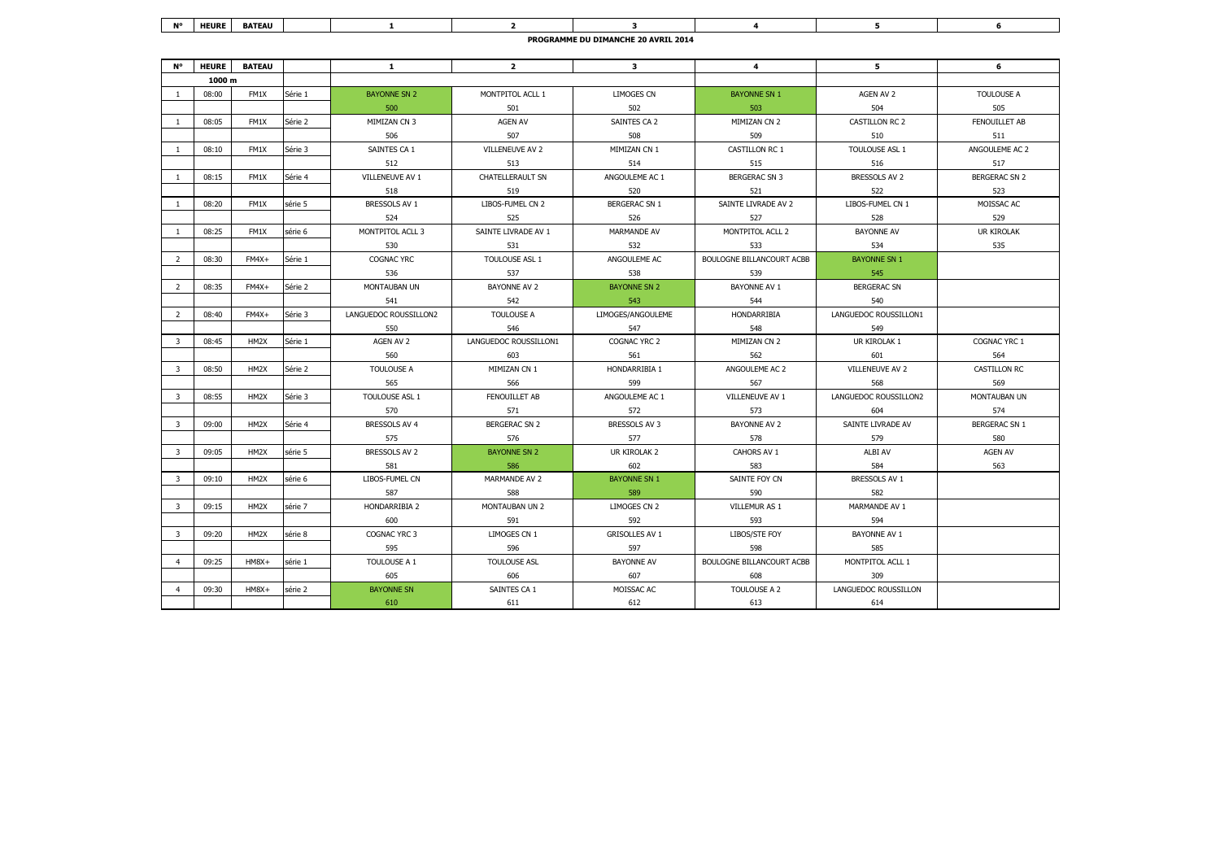| N° | HEURE | BATEAU | | 1 | 2 | 3 | 4 | 5 | 6 |
|---|---|---|---|---|---|---|---|---|---|

**PROGRAMME DU DIMANCHE 20 AVRIL 2014**

| N° | HEURE | BATEAU | | 1 | 2 | 3 | 4 | 5 | 6 |
|---|---|---|---|---|---|---|---|---|---|
| | 1000 m | | | | | | | | |
| 1 | 08:00 | FM1X | Série 1 | BAYONNE SN 2 | MONTPITOL ACLL 1 | LIMOGES CN | BAYONNE SN 1 | AGEN AV 2 | TOULOUSE A |
| | | | | 500 | 501 | 502 | 503 | 504 | 505 |
| 1 | 08:05 | FM1X | Série 2 | MIMIZAN CN 3 | AGEN AV | SAINTES CA 2 | MIMIZAN CN 2 | CASTILLON RC 2 | FENOUILLET AB |
| | | | | 506 | 507 | 508 | 509 | 510 | 511 |
| 1 | 08:10 | FM1X | Série 3 | SAINTES CA 1 | VILLENEUVE AV 2 | MIMIZAN CN 1 | CASTILLON RC 1 | TOULOUSE ASL 1 | ANGOULEME AC 2 |
| | | | | 512 | 513 | 514 | 515 | 516 | 517 |
| 1 | 08:15 | FM1X | Série 4 | VILLENEUVE AV 1 | CHATELLERAULT SN | ANGOULEME AC 1 | BERGERAC SN 3 | BRESSOLS AV 2 | BERGERAC SN 2 |
| | | | | 518 | 519 | 520 | 521 | 522 | 523 |
| 1 | 08:20 | FM1X | série 5 | BRESSOLS AV 1 | LIBOS-FUMEL CN 2 | BERGERAC SN 1 | SAINTE LIVRADE AV 2 | LIBOS-FUMEL CN 1 | MOISSAC AC |
| | | | | 524 | 525 | 526 | 527 | 528 | 529 |
| 1 | 08:25 | FM1X | série 6 | MONTPITOL ACLL 3 | SAINTE LIVRADE AV 1 | MARMANDE AV | MONTPITOL ACLL 2 | BAYONNE AV | UR KIROLAK |
| | | | | 530 | 531 | 532 | 533 | 534 | 535 |
| 2 | 08:30 | FM4X+ | Série 1 | COGNAC YRC | TOULOUSE ASL 1 | ANGOULEME AC | BOULOGNE BILLANCOURT ACBB | BAYONNE SN 1 | |
| | | | | 536 | 537 | 538 | 539 | 545 | |
| 2 | 08:35 | FM4X+ | Série 2 | MONTAUBAN UN | BAYONNE AV 2 | BAYONNE SN 2 | BAYONNE AV 1 | BERGERAC SN | |
| | | | | 541 | 542 | 543 | 544 | 540 | |
| 2 | 08:40 | FM4X+ | Série 3 | LANGUEDOC ROUSSILLON2 | TOULOUSE A | LIMOGES/ANGOULEME | HONDARRIBIA | LANGUEDOC ROUSSILLON1 | |
| | | | | 550 | 546 | 547 | 548 | 549 | |
| 3 | 08:45 | HM2X | Série 1 | AGEN AV 2 | LANGUEDOC ROUSSILLON1 | COGNAC YRC 2 | MIMIZAN CN 2 | UR KIROLAK 1 | COGNAC YRC 1 |
| | | | | 560 | 603 | 561 | 562 | 601 | 564 |
| 3 | 08:50 | HM2X | Série 2 | TOULOUSE A | MIMIZAN CN 1 | HONDARRIBIA 1 | ANGOULEME AC 2 | VILLENEUVE AV 2 | CASTILLON RC |
| | | | | 565 | 566 | 599 | 567 | 568 | 569 |
| 3 | 08:55 | HM2X | Série 3 | TOULOUSE ASL 1 | FENOUILLET AB | ANGOULEME AC 1 | VILLENEUVE AV 1 | LANGUEDOC ROUSSILLON2 | MONTAUBAN UN |
| | | | | 570 | 571 | 572 | 573 | 604 | 574 |
| 3 | 09:00 | HM2X | Série 4 | BRESSOLS AV 4 | BERGERAC SN 2 | BRESSOLS AV 3 | BAYONNE AV 2 | SAINTE LIVRADE AV | BERGERAC SN 1 |
| | | | | 575 | 576 | 577 | 578 | 579 | 580 |
| 3 | 09:05 | HM2X | série 5 | BRESSOLS AV 2 | BAYONNE SN 2 | UR KIROLAK 2 | CAHORS AV 1 | ALBI AV | AGEN AV |
| | | | | 581 | 586 | 602 | 583 | 584 | 563 |
| 3 | 09:10 | HM2X | série 6 | LIBOS-FUMEL CN | MARMANDE AV 2 | BAYONNE SN 1 | SAINTE FOY CN | BRESSOLS AV 1 | |
| | | | | 587 | 588 | 589 | 590 | 582 | |
| 3 | 09:15 | HM2X | série 7 | HONDARRIBIA 2 | MONTAUBAN UN 2 | LIMOGES CN 2 | VILLEMUR AS 1 | MARMANDE AV 1 | |
| | | | | 600 | 591 | 592 | 593 | 594 | |
| 3 | 09:20 | HM2X | série 8 | COGNAC YRC 3 | LIMOGES CN 1 | GRISOLLES AV 1 | LIBOS/STE FOY | BAYONNE AV 1 | |
| | | | | 595 | 596 | 597 | 598 | 585 | |
| 4 | 09:25 | HM8X+ | série 1 | TOULOUSE A 1 | TOULOUSE ASL | BAYONNE AV | BOULOGNE BILLANCOURT ACBB | MONTPITOL ACLL 1 | |
| | | | | 605 | 606 | 607 | 608 | 309 | |
| 4 | 09:30 | HM8X+ | série 2 | BAYONNE SN | SAINTES CA 1 | MOISSAC AC | TOULOUSE A 2 | LANGUEDOC ROUSSILLON | |
| | | | | 610 | 611 | 612 | 613 | 614 | |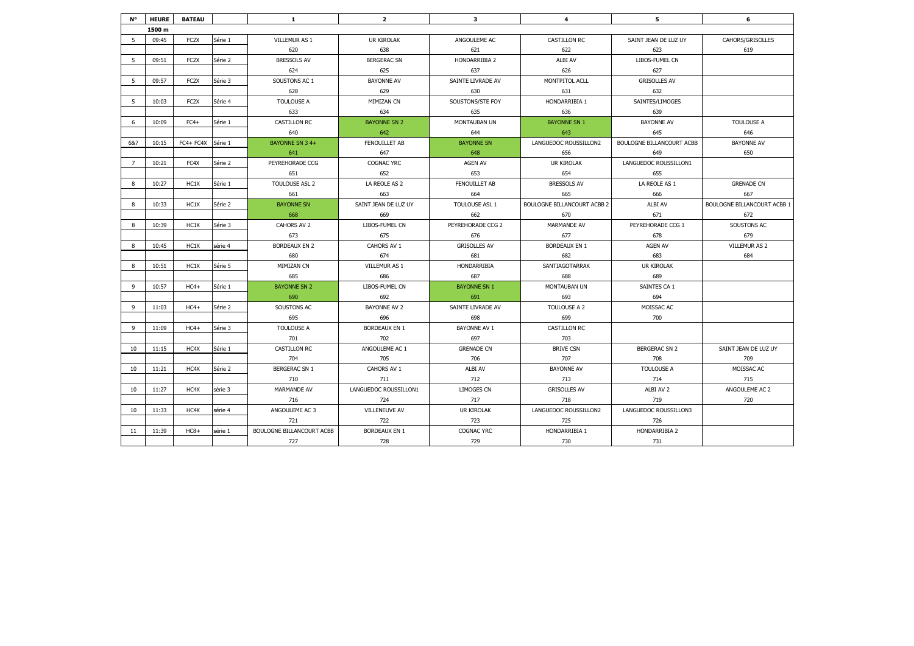| N° | HEURE | BATEAU | | 1 | 2 | 3 | 4 | 5 | 6 |
|---|---|---|---|---|---|---|---|---|---|
| | 1500 m | | | | | | | | |
| 5 | 09:45 | FC2X | Série 1 | VILLEMUR AS 1 | UR KIROLAK | ANGOULEME AC | CASTILLON RC | SAINT JEAN DE LUZ UY | CAHORS/GRISOLLES |
| | | | | 620 | 638 | 621 | 622 | 623 | 619 |
| 5 | 09:51 | FC2X | Série 2 | BRESSOLS AV | BERGERAC SN | HONDARRIBIA 2 | ALBI AV | LIBOS-FUMEL CN | |
| | | | | 624 | 625 | 637 | 626 | 627 | |
| 5 | 09:57 | FC2X | Série 3 | SOUSTONS AC 1 | BAYONNE AV | SAINTE LIVRADE AV | MONTPITOL ACLL | GRISOLLES AV | |
| | | | | 628 | 629 | 630 | 631 | 632 | |
| 5 | 10:03 | FC2X | Série 4 | TOULOUSE A | MIMIZAN CN | SOUSTONS/STE FOY | HONDARRIBIA 1 | SAINTES/LIMOGES | |
| | | | | 633 | 634 | 635 | 636 | 639 | |
| 6 | 10:09 | FC4+ | Série 1 | CASTILLON RC | BAYONNE SN 2 | MONTAUBAN UN | BAYONNE SN 1 | BAYONNE AV | TOULOUSE A |
| | | | | 640 | 642 | 644 | 643 | 645 | 646 |
| 6&7 | 10:15 | FC4+ FC4X | Série 1 | BAYONNE SN 3 4+ | FENOUILLET AB | BAYONNE SN | LANGUEDOC ROUSSILLON2 | BOULOGNE BILLANCOURT ACBB | BAYONNE AV |
| | | | | 641 | 647 | 648 | 656 | 649 | 650 |
| 7 | 10:21 | FC4X | Série 2 | PEYREHORADE CCG | COGNAC YRC | AGEN AV | UR KIROLAK | LANGUEDOC ROUSSILLON1 | |
| | | | | 651 | 652 | 653 | 654 | 655 | |
| 8 | 10:27 | HC1X | Série 1 | TOULOUSE ASL 2 | LA REOLE AS 2 | FENOUILLET AB | BRESSOLS AV | LA REOLE AS 1 | GRENADE CN |
| | | | | 661 | 663 | 664 | 665 | 666 | 667 |
| 8 | 10:33 | HC1X | Série 2 | BAYONNE SN | SAINT JEAN DE LUZ UY | TOULOUSE ASL 1 | BOULOGNE BILLANCOURT ACBB 2 | ALBI AV | BOULOGNE BILLANCOURT ACBB 1 |
| | | | | 668 | 669 | 662 | 670 | 671 | 672 |
| 8 | 10:39 | HC1X | Série 3 | CAHORS AV 2 | LIBOS-FUMEL CN | PEYREHORADE CCG 2 | MARMANDE AV | PEYREHORADE CCG 1 | SOUSTONS AC |
| | | | | 673 | 675 | 676 | 677 | 678 | 679 |
| 8 | 10:45 | HC1X | série 4 | BORDEAUX EN 2 | CAHORS AV 1 | GRISOLLES AV | BORDEAUX EN 1 | AGEN AV | VILLEMUR AS 2 |
| | | | | 680 | 674 | 681 | 682 | 683 | 684 |
| 8 | 10:51 | HC1X | Série 5 | MIMIZAN CN | VILLEMUR AS 1 | HONDARRIBIA | SANTIAGOTARRAK | UR KIROLAK | |
| | | | | 685 | 686 | 687 | 688 | 689 | |
| 9 | 10:57 | HC4+ | Série 1 | BAYONNE SN 2 | LIBOS-FUMEL CN | BAYONNE SN 1 | MONTAUBAN UN | SAINTES CA 1 | |
| | | | | 690 | 692 | 691 | 693 | 694 | |
| 9 | 11:03 | HC4+ | Série 2 | SOUSTONS AC | BAYONNE AV 2 | SAINTE LIVRADE AV | TOULOUSE A 2 | MOISSAC AC | |
| | | | | 695 | 696 | 698 | 699 | 700 | |
| 9 | 11:09 | HC4+ | Série 3 | TOULOUSE A | BORDEAUX EN 1 | BAYONNE AV 1 | CASTILLON RC | | |
| | | | | 701 | 702 | 697 | 703 | | |
| 10 | 11:15 | HC4X | Série 1 | CASTILLON RC | ANGOULEME AC 1 | GRENADE CN | BRIVE CSN | BERGERAC SN 2 | SAINT JEAN DE LUZ UY |
| | | | | 704 | 705 | 706 | 707 | 708 | 709 |
| 10 | 11:21 | HC4X | Série 2 | BERGERAC SN 1 | CAHORS AV 1 | ALBI AV | BAYONNE AV | TOULOUSE A | MOISSAC AC |
| | | | | 710 | 711 | 712 | 713 | 714 | 715 |
| 10 | 11:27 | HC4X | série 3 | MARMANDE AV | LANGUEDOC ROUSSILLON1 | LIMOGES CN | GRISOLLES AV | ALBI AV 2 | ANGOULEME AC 2 |
| | | | | 716 | 724 | 717 | 718 | 719 | 720 |
| 10 | 11:33 | HC4X | série 4 | ANGOULEME AC 3 | VILLENEUVE AV | UR KIROLAK | LANGUEDOC ROUSSILLON2 | LANGUEDOC ROUSSILLON3 | |
| | | | | 721 | 722 | 723 | 725 | 726 | |
| 11 | 11:39 | HC8+ | série 1 | BOULOGNE BILLANCOURT ACBB | BORDEAUX EN 1 | COGNAC YRC | HONDARRIBIA 1 | HONDARRIBIA 2 | |
| | | | | 727 | 728 | 729 | 730 | 731 | |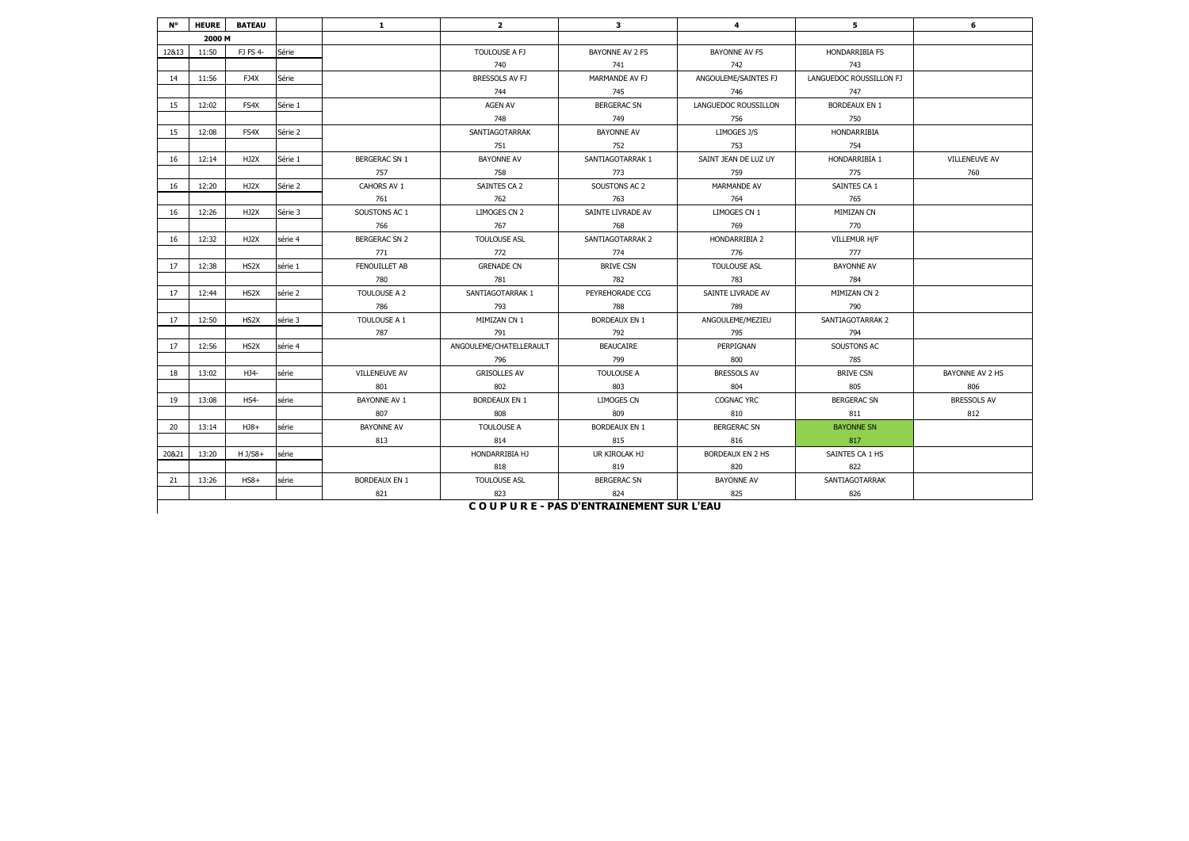| N° | HEURE | BATEAU | | 1 | 2 | 3 | 4 | 5 | 6 |
|---|---|---|---|---|---|---|---|---|---|
| | 2000 M | | | | | | | | |
| 12&13 | 11:50 | FJ FS 4- | Série | | TOULOUSE A FJ | BAYONNE AV 2 FS | BAYONNE AV FS | HONDARRIBIA FS | |
| | | | | | 740 | 741 | 742 | 743 | |
| 14 | 11:56 | FJ4X | Série | | BRESSOLS AV FJ | MARMANDE AV FJ | ANGOULEME/SAINTES FJ | LANGUEDOC ROUSSILLON FJ | |
| | | | | | 744 | 745 | 746 | 747 | |
| 15 | 12:02 | FS4X | Série 1 | | AGEN AV | BERGERAC SN | LANGUEDOC ROUSSILLON | BORDEAUX EN 1 | |
| | | | | | 748 | 749 | 756 | 750 | |
| 15 | 12:08 | FS4X | Série 2 | | SANTIAGOTARRAK | BAYONNE AV | LIMOGES J/S | HONDARRIBIA | |
| | | | | | 751 | 752 | 753 | 754 | |
| 16 | 12:14 | HJ2X | Série 1 | BERGERAC SN 1 | BAYONNE AV | SANTIAGOTARRAK 1 | SAINT JEAN DE LUZ UY | HONDARRIBIA 1 | VILLENEUVE AV |
| | | | | 757 | 758 | 773 | 759 | 775 | 760 |
| 16 | 12:20 | HJ2X | Série 2 | CAHORS AV 1 | SAINTES CA 2 | SOUSTONS AC 2 | MARMANDE AV | SAINTES CA 1 | |
| | | | | 761 | 762 | 763 | 764 | 765 | |
| 16 | 12:26 | HJ2X | Série 3 | SOUSTONS AC 1 | LIMOGES CN 2 | SAINTE LIVRADE AV | LIMOGES CN 1 | MIMIZAN CN | |
| | | | | 766 | 767 | 768 | 769 | 770 | |
| 16 | 12:32 | HJ2X | série 4 | BERGERAC SN 2 | TOULOUSE ASL | SANTIAGOTARRAK 2 | HONDARRIBIA 2 | VILLEMUR H/F | |
| | | | | 771 | 772 | 774 | 776 | 777 | |
| 17 | 12:38 | HS2X | série 1 | FENOUILLET AB | GRENADE CN | BRIVE CSN | TOULOUSE ASL | BAYONNE AV | |
| | | | | 780 | 781 | 782 | 783 | 784 | |
| 17 | 12:44 | HS2X | série 2 | TOULOUSE A 2 | SANTIAGOTARRAK 1 | PEYREHORADE CCG | SAINTE LIVRADE AV | MIMIZAN CN 2 | |
| | | | | 786 | 793 | 788 | 789 | 790 | |
| 17 | 12:50 | HS2X | série 3 | TOULOUSE A 1 | MIMIZAN CN 1 | BORDEAUX EN 1 | ANGOULEME/MEZIEU | SANTIAGOTARRAK 2 | |
| | | | | 787 | 791 | 792 | 795 | 794 | |
| 17 | 12:56 | HS2X | série 4 | | ANGOULEME/CHATELLERAULT | BEAUCAIRE | PERPIGNAN | SOUSTONS AC | |
| | | | | | 796 | 799 | 800 | 785 | |
| 18 | 13:02 | HJ4- | série | VILLENEUVE AV | GRISOLLES AV | TOULOUSE A | BRESSOLS AV | BRIVE CSN | BAYONNE AV 2 HS |
| | | | | 801 | 802 | 803 | 804 | 805 | 806 |
| 19 | 13:08 | HS4- | série | BAYONNE AV 1 | BORDEAUX EN 1 | LIMOGES CN | COGNAC YRC | BERGERAC SN | BRESSOLS AV |
| | | | | 807 | 808 | 809 | 810 | 811 | 812 |
| 20 | 13:14 | HJ8+ | série | BAYONNE AV | TOULOUSE A | BORDEAUX EN 1 | BERGERAC SN | BAYONNE SN | |
| | | | | 813 | 814 | 815 | 816 | 817 | |
| 20&21 | 13:20 | H J/S8+ | série | | HONDARRIBIA HJ | UR KIROLAK HJ | BORDEAUX EN 2 HS | SAINTES CA 1 HS | |
| | | | | | 818 | 819 | 820 | 822 | |
| 21 | 13:26 | HS8+ | série | BORDEAUX EN 1 | TOULOUSE ASL | BERGERAC SN | BAYONNE AV | SANTIAGOTARRAK | |
| | | | | 821 | 823 | 824 | 825 | 826 | |

**C O U P U R E - PAS D'ENTRAINEMENT SUR L'EAU**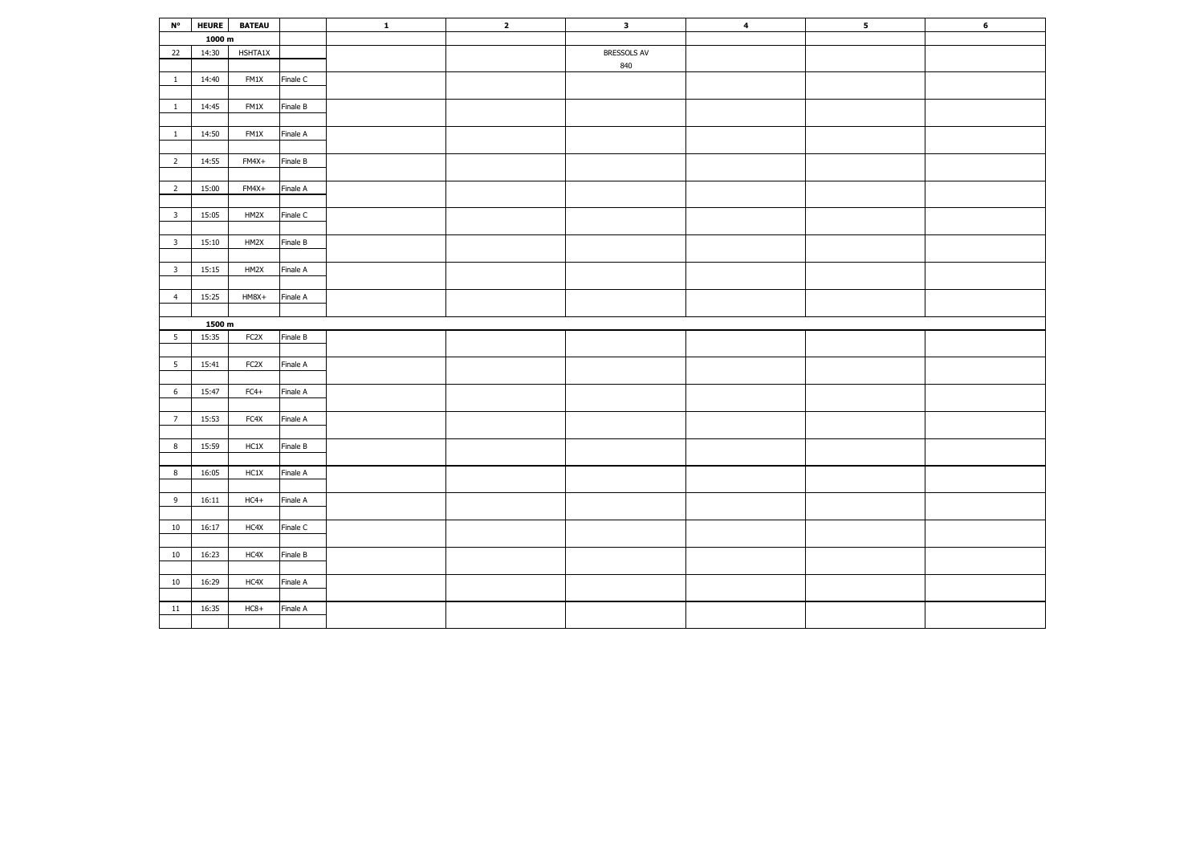| N° | HEURE | BATEAU | | 1 | 2 | 3 | 4 | 5 | 6 |
|---|---|---|---|---|---|---|---|---|---|
| | 1000 m | | | | | | | | |
| 22 | 14:30 | HSHTA1X | | | | BRESSOLS AV 840 | | | |
| 1 | 14:40 | FM1X | Finale C | | | | | | |
| 1 | 14:45 | FM1X | Finale B | | | | | | |
| 1 | 14:50 | FM1X | Finale A | | | | | | |
| 2 | 14:55 | FM4X+ | Finale B | | | | | | |
| 2 | 15:00 | FM4X+ | Finale A | | | | | | |
| 3 | 15:05 | HM2X | Finale C | | | | | | |
| 3 | 15:10 | HM2X | Finale B | | | | | | |
| 3 | 15:15 | HM2X | Finale A | | | | | | |
| 4 | 15:25 | HM8X+ | Finale A | | | | | | |
| | 1500 m | | | | | | | | |
| 5 | 15:35 | FC2X | Finale B | | | | | | |
| 5 | 15:41 | FC2X | Finale A | | | | | | |
| 6 | 15:47 | FC4+ | Finale A | | | | | | |
| 7 | 15:53 | FC4X | Finale A | | | | | | |
| 8 | 15:59 | HC1X | Finale B | | | | | | |
| 8 | 16:05 | HC1X | Finale A | | | | | | |
| 9 | 16:11 | HC4+ | Finale A | | | | | | |
| 10 | 16:17 | HC4X | Finale C | | | | | | |
| 10 | 16:23 | HC4X | Finale B | | | | | | |
| 10 | 16:29 | HC4X | Finale A | | | | | | |
| 11 | 16:35 | HC8+ | Finale A | | | | | | |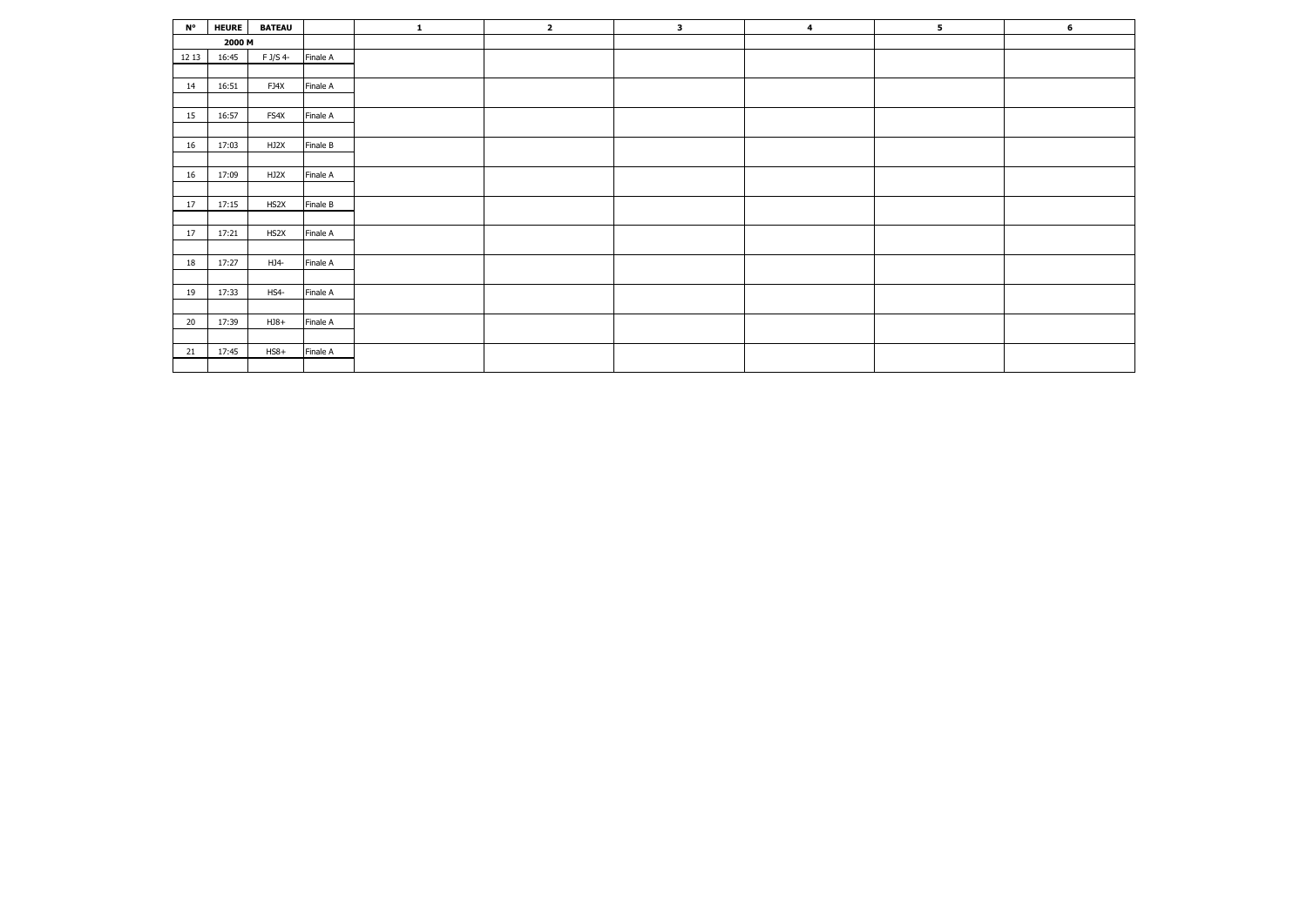| N° | HEURE | BATEAU | | 1 | 2 | 3 | 4 | 5 | 6 |
|---|---|---|---|---|---|---|---|---|---|
| | 2000 M | | | | | | | | |
| 12 13 | 16:45 | F J/S 4- | Finale A | | | | | | |
| 14 | 16:51 | FJ4X | Finale A | | | | | | |
| 15 | 16:57 | FS4X | Finale A | | | | | | |
| 16 | 17:03 | HJ2X | Finale B | | | | | | |
| 16 | 17:09 | HJ2X | Finale A | | | | | | |
| 17 | 17:15 | HS2X | Finale B | | | | | | |
| 17 | 17:21 | HS2X | Finale A | | | | | | |
| 18 | 17:27 | HJ4- | Finale A | | | | | | |
| 19 | 17:33 | HS4- | Finale A | | | | | | |
| 20 | 17:39 | HJ8+ | Finale A | | | | | | |
| 21 | 17:45 | HS8+ | Finale A | | | | | | |